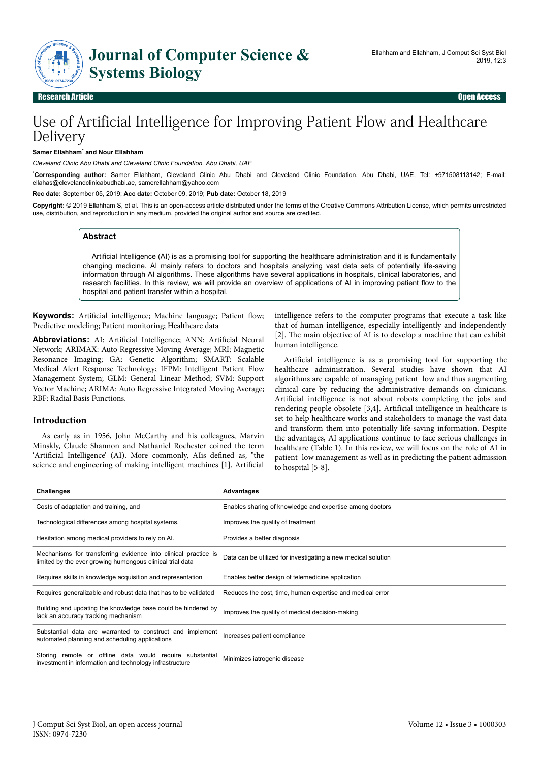Research Article | Open Access

# Use of Artificial Intelligence for Improving Patient Flow and Healthcare Delivery

**Samer Ellahham*** **and Nour Ellahham**

*Cleveland Clinic Abu Dhabi and Cleveland Clinic Foundation, Abu Dhabi, UAE*

***Corresponding author:** Samer Ellahham, Cleveland Clinic Abu Dhabi and Cleveland Clinic Foundation, Abu Dhabi, UAE, Tel: +971508113142; E-mail: ellahas@clevelandclinicabudhabi.ae, samerellahham@yahoo.com

**Rec date:** September 05, 2019; **Acc date:** October 09, 2019; **Pub date:** October 18, 2019

**Copyright:** © 2019 Ellahham S, et al. This is an open-access article distributed under the terms of the Creative Commons Attribution License, which permits unrestricted use, distribution, and reproduction in any medium, provided the original author and source are credited.

## Abstract

Artificial Intelligence (AI) is as a promising tool for supporting the healthcare administration and it is fundamentally changing medicine. AI mainly refers to doctors and hospitals analyzing vast data sets of potentially life-saving information through AI algorithms. These algorithms have several applications in hospitals, clinical laboratories, and research facilities. In this review, we will provide an overview of applications of AI in improving patient flow to the hospital and patient transfer within a hospital.

**Keywords:** Artificial intelligence; Machine language; Patient flow; Predictive modeling; Patient monitoring; Healthcare data

**Abbreviations:** AI: Artificial Intelligence; ANN: Artificial Neural Network; ARIMAX: Auto Regressive Moving Average; MRI: Magnetic Resonance Imaging; GA: Genetic Algorithm; SMART: Scalable Medical Alert Response Technology; IFPM: Intelligent Patient Flow Management System; GLM: General Linear Method; SVM: Support Vector Machine; ARIMA: Auto Regressive Integrated Moving Average; RBF: Radial Basis Functions.

## Introduction

As early as in 1956, John McCarthy and his colleagues, Marvin Minskly, Claude Shannon and Nathaniel Rochester coined the term 'Artificial Intelligence' (AI). More commonly, AIis defined as, "the science and engineering of making intelligent machines [1]. Artificial intelligence refers to the computer programs that execute a task like that of human intelligence, especially intelligently and independently [2]. The main objective of AI is to develop a machine that can exhibit human intelligence.

Artificial intelligence is as a promising tool for supporting the healthcare administration. Several studies have shown that AI algorithms are capable of managing patient low and thus augmenting clinical care by reducing the administrative demands on clinicians. Artificial intelligence is not about robots completing the jobs and rendering people obsolete [3,4]. Artificial intelligence in healthcare is set to help healthcare works and stakeholders to manage the vast data and transform them into potentially life-saving information. Despite the advantages, AI applications continue to face serious challenges in healthcare (Table 1). In this review, we will focus on the role of AI in patient low management as well as in predicting the patient admission to hospital [5-8].

| Challenges | Advantages |
|---|---|
| Costs of adaptation and training, and | Enables sharing of knowledge and expertise among doctors |
| Technological differences among hospital systems, | Improves the quality of treatment |
| Hesitation among medical providers to rely on AI. | Provides a better diagnosis |
| Mechanisms for transferring evidence into clinical practice is limited by the ever growing humongous clinical trial data | Data can be utilized for investigating a new medical solution |
| Requires skills in knowledge acquisition and representation | Enables better design of telemedicine application |
| Requires generalizable and robust data that has to be validated | Reduces the cost, time, human expertise and medical error |
| Building and updating the knowledge base could be hindered by lack an accuracy tracking mechanism | Improves the quality of medical decision-making |
| Substantial data are warranted to construct and implement automated planning and scheduling applications | Increases patient compliance |
| Storing remote or offline data would require substantial investment in information and technology infrastructure | Minimizes iatrogenic disease |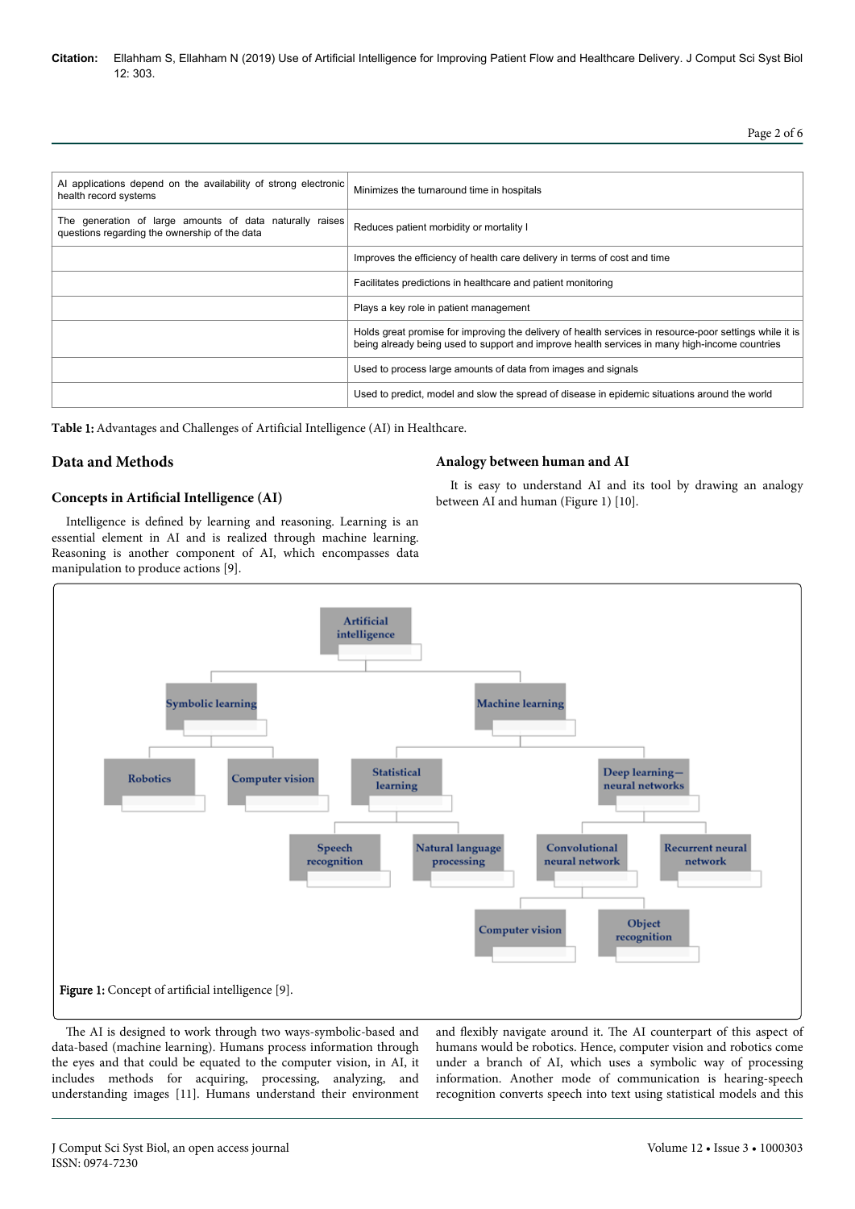| AI applications depend on the availability of strong electronic health record systems | Minimizes the turnaround time in hospitals |
|---|---|
| The generation of large amounts of data naturally raises questions regarding the ownership of the data | Reduces patient morbidity or mortality l |
| | Improves the efficiency of health care delivery in terms of cost and time |
| | Facilitates predictions in healthcare and patient monitoring |
| | Plays a key role in patient management |
| | Holds great promise for improving the delivery of health services in resource-poor settings while it is being already being used to support and improve health services in many high-income countries |
| | Used to process large amounts of data from images and signals |
| | Used to predict, model and slow the spread of disease in epidemic situations around the world |

**Table 1:** Advantages and Challenges of Artificial Intelligence (AI) in Healthcare.

## Data and Methods

### Concepts in Artificial Intelligence (AI)

Intelligence is defined by learning and reasoning. Learning is an essential element in AI and is realized through machine learning. Reasoning is another component of AI, which encompasses data manipulation to produce actions [9].

### Analogy between human and AI

It is easy to understand AI and its tool by drawing an analogy between AI and human (Figure 1) [10].

**Figure 1:** Concept of artificial intelligence [9].

The AI is designed to work through two ways-symbolic-based and data-based (machine learning). Humans process information through the eyes and that could be equated to the computer vision, in AI, it includes methods for acquiring, processing, analyzing, and understanding images [11]. Humans understand their environment and flexibly navigate around it. The AI counterpart of this aspect of humans would be robotics. Hence, computer vision and robotics come under a branch of AI, which uses a symbolic way of processing information. Another mode of communication is hearing-speech recognition converts speech into text using statistical models and this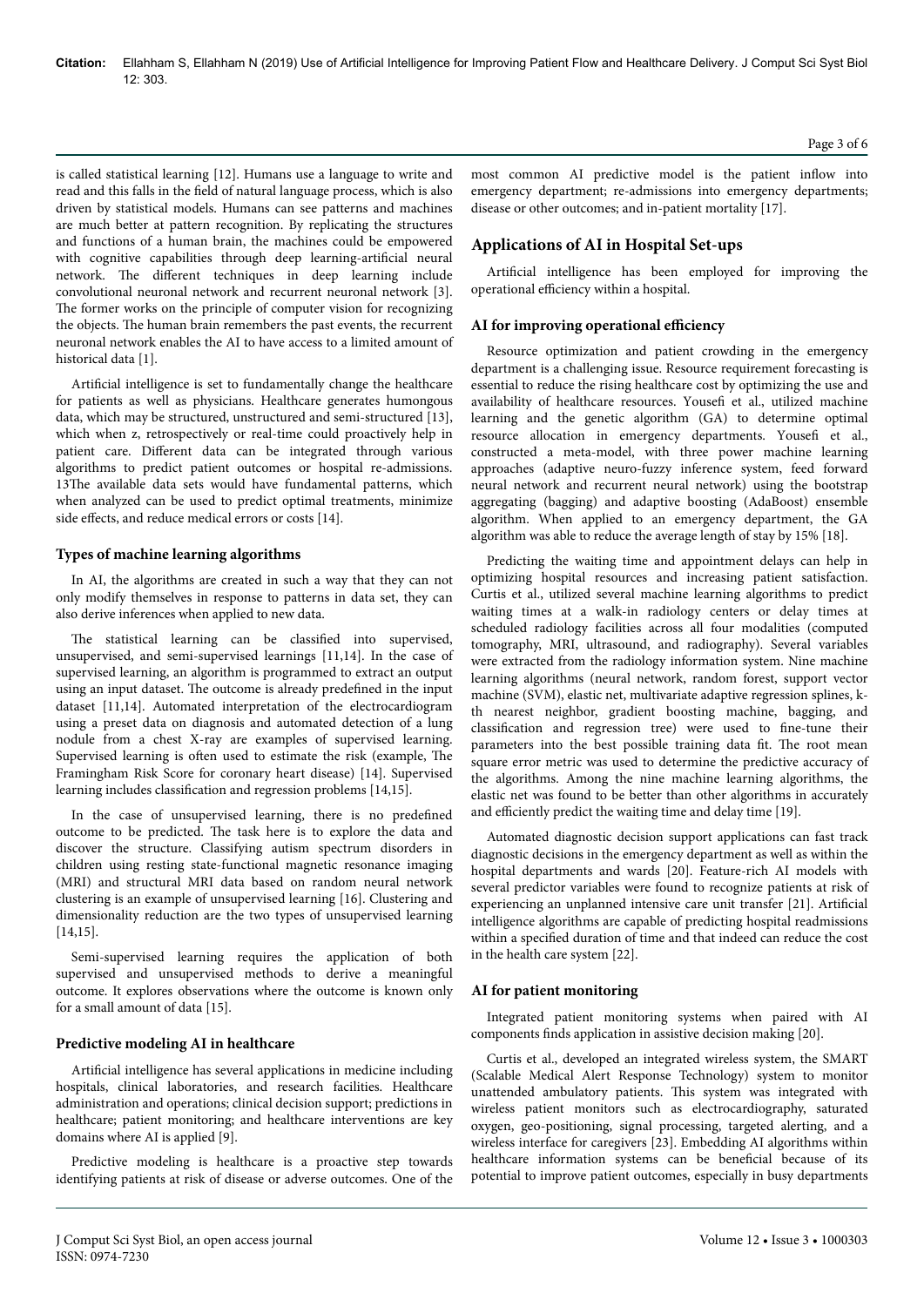is called statistical learning [12]. Humans use a language to write and read and this falls in the field of natural language process, which is also driven by statistical models. Humans can see patterns and machines are much better at pattern recognition. By replicating the structures and functions of a human brain, the machines could be empowered with cognitive capabilities through deep learning-artificial neural network. The different techniques in deep learning include convolutional neuronal network and recurrent neuronal network [3]. The former works on the principle of computer vision for recognizing the objects. The human brain remembers the past events, the recurrent neuronal network enables the AI to have access to a limited amount of historical data [1].

Artificial intelligence is set to fundamentally change the healthcare for patients as well as physicians. Healthcare generates humongous data, which may be structured, unstructured and semi-structured [13], which when z, retrospectively or real-time could proactively help in patient care. Different data can be integrated through various algorithms to predict patient outcomes or hospital re-admissions. 13The available data sets would have fundamental patterns, which when analyzed can be used to predict optimal treatments, minimize side effects, and reduce medical errors or costs [14].

### Types of machine learning algorithms

In AI, the algorithms are created in such a way that they can not only modify themselves in response to patterns in data set, they can also derive inferences when applied to new data.

The statistical learning can be classified into supervised, unsupervised, and semi-supervised learnings [11,14]. In the case of supervised learning, an algorithm is programmed to extract an output using an input dataset. The outcome is already predefined in the input dataset [11,14]. Automated interpretation of the electrocardiogram using a preset data on diagnosis and automated detection of a lung nodule from a chest X-ray are examples of supervised learning. Supervised learning is often used to estimate the risk (example, The Framingham Risk Score for coronary heart disease) [14]. Supervised learning includes classification and regression problems [14,15].

In the case of unsupervised learning, there is no predefined outcome to be predicted. The task here is to explore the data and discover the structure. Classifying autism spectrum disorders in children using resting state-functional magnetic resonance imaging (MRI) and structural MRI data based on random neural network clustering is an example of unsupervised learning [16]. Clustering and dimensionality reduction are the two types of unsupervised learning [14,15].

Semi-supervised learning requires the application of both supervised and unsupervised methods to derive a meaningful outcome. It explores observations where the outcome is known only for a small amount of data [15].

### Predictive modeling AI in healthcare

Artificial intelligence has several applications in medicine including hospitals, clinical laboratories, and research facilities. Healthcare administration and operations; clinical decision support; predictions in healthcare; patient monitoring; and healthcare interventions are key domains where AI is applied [9].

Predictive modeling is healthcare is a proactive step towards identifying patients at risk of disease or adverse outcomes. One of the most common AI predictive model is the patient inflow into emergency department; re-admissions into emergency departments; disease or other outcomes; and in-patient mortality [17].

## Applications of AI in Hospital Set-ups

Artificial intelligence has been employed for improving the operational efficiency within a hospital.

### AI for improving operational efficiency

Resource optimization and patient crowding in the emergency department is a challenging issue. Resource requirement forecasting is essential to reduce the rising healthcare cost by optimizing the use and availability of healthcare resources. Yousefi et al., utilized machine learning and the genetic algorithm (GA) to determine optimal resource allocation in emergency departments. Yousefi et al., constructed a meta-model, with three power machine learning approaches (adaptive neuro-fuzzy inference system, feed forward neural network and recurrent neural network) using the bootstrap aggregating (bagging) and adaptive boosting (AdaBoost) ensemble algorithm. When applied to an emergency department, the GA algorithm was able to reduce the average length of stay by 15% [18].

Predicting the waiting time and appointment delays can help in optimizing hospital resources and increasing patient satisfaction. Curtis et al., utilized several machine learning algorithms to predict waiting times at a walk-in radiology centers or delay times at scheduled radiology facilities across all four modalities (computed tomography, MRI, ultrasound, and radiography). Several variables were extracted from the radiology information system. Nine machine learning algorithms (neural network, random forest, support vector machine (SVM), elastic net, multivariate adaptive regression splines, k-th nearest neighbor, gradient boosting machine, bagging, and classification and regression tree) were used to fine-tune their parameters into the best possible training data fit. The root mean square error metric was used to determine the predictive accuracy of the algorithms. Among the nine machine learning algorithms, the elastic net was found to be better than other algorithms in accurately and efficiently predict the waiting time and delay time [19].

Automated diagnostic decision support applications can fast track diagnostic decisions in the emergency department as well as within the hospital departments and wards [20]. Feature-rich AI models with several predictor variables were found to recognize patients at risk of experiencing an unplanned intensive care unit transfer [21]. Artificial intelligence algorithms are capable of predicting hospital readmissions within a specified duration of time and that indeed can reduce the cost in the health care system [22].

### AI for patient monitoring

Integrated patient monitoring systems when paired with AI components finds application in assistive decision making [20].

Curtis et al., developed an integrated wireless system, the SMART (Scalable Medical Alert Response Technology) system to monitor unattended ambulatory patients. This system was integrated with wireless patient monitors such as electrocardiography, saturated oxygen, geo-positioning, signal processing, targeted alerting, and a wireless interface for caregivers [23]. Embedding AI algorithms within healthcare information systems can be beneficial because of its potential to improve patient outcomes, especially in busy departments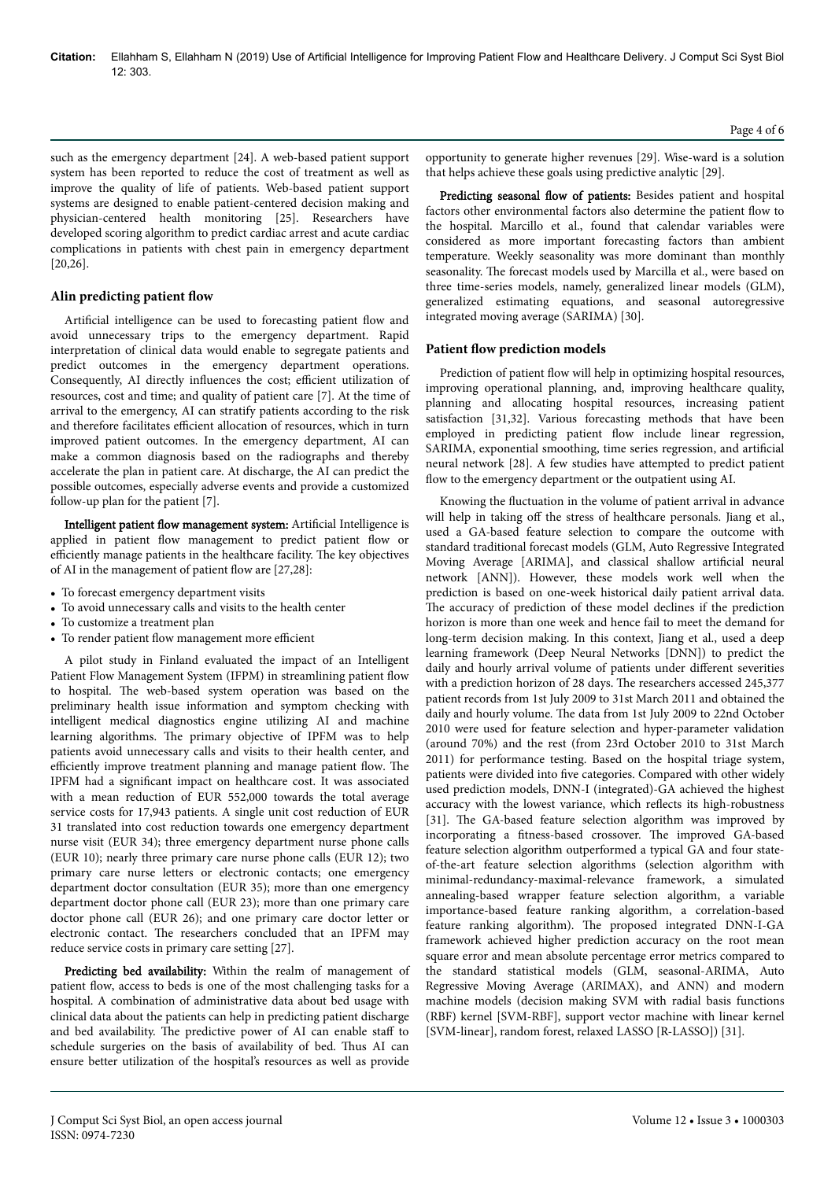such as the emergency department [24]. A web-based patient support system has been reported to reduce the cost of treatment as well as improve the quality of life of patients. Web-based patient support systems are designed to enable patient-centered decision making and physician-centered health monitoring [25]. Researchers have developed scoring algorithm to predict cardiac arrest and acute cardiac complications in patients with chest pain in emergency department [20,26].

## Alin predicting patient flow

Artificial intelligence can be used to forecasting patient flow and avoid unnecessary trips to the emergency department. Rapid interpretation of clinical data would enable to segregate patients and predict outcomes in the emergency department operations. Consequently, AI directly influences the cost; efficient utilization of resources, cost and time; and quality of patient care [7]. At the time of arrival to the emergency, AI can stratify patients according to the risk and therefore facilitates efficient allocation of resources, which in turn improved patient outcomes. In the emergency department, AI can make a common diagnosis based on the radiographs and thereby accelerate the plan in patient care. At discharge, the AI can predict the possible outcomes, especially adverse events and provide a customized follow-up plan for the patient [7].

**Intelligent patient flow management system:** Artificial Intelligence is applied in patient flow management to predict patient flow or efficiently manage patients in the healthcare facility. The key objectives of AI in the management of patient flow are [27,28]:

- To forecast emergency department visits
- To avoid unnecessary calls and visits to the health center
- To customize a treatment plan
- To render patient flow management more efficient

A pilot study in Finland evaluated the impact of an Intelligent Patient Flow Management System (IFPM) in streamlining patient flow to hospital. The web-based system operation was based on the preliminary health issue information and symptom checking with intelligent medical diagnostics engine utilizing AI and machine learning algorithms. The primary objective of IPFM was to help patients avoid unnecessary calls and visits to their health center, and efficiently improve treatment planning and manage patient flow. The IPFM had a significant impact on healthcare cost. It was associated with a mean reduction of EUR 552,000 towards the total average service costs for 17,943 patients. A single unit cost reduction of EUR 31 translated into cost reduction towards one emergency department nurse visit (EUR 34); three emergency department nurse phone calls (EUR 10); nearly three primary care nurse phone calls (EUR 12); two primary care nurse letters or electronic contacts; one emergency department doctor consultation (EUR 35); more than one emergency department doctor phone call (EUR 23); more than one primary care doctor phone call (EUR 26); and one primary care doctor letter or electronic contact. The researchers concluded that an IPFM may reduce service costs in primary care setting [27].

**Predicting bed availability:** Within the realm of management of patient flow, access to beds is one of the most challenging tasks for a hospital. A combination of administrative data about bed usage with clinical data about the patients can help in predicting patient discharge and bed availability. The predictive power of AI can enable staff to schedule surgeries on the basis of availability of bed. Thus AI can ensure better utilization of the hospital's resources as well as provide opportunity to generate higher revenues [29]. Wise-ward is a solution that helps achieve these goals using predictive analytic [29].

**Predicting seasonal flow of patients:** Besides patient and hospital factors other environmental factors also determine the patient flow to the hospital. Marcillo et al., found that calendar variables were considered as more important forecasting factors than ambient temperature. Weekly seasonality was more dominant than monthly seasonality. The forecast models used by Marcilla et al., were based on three time-series models, namely, generalized linear models (GLM), generalized estimating equations, and seasonal autoregressive integrated moving average (SARIMA) [30].

## Patient flow prediction models

Prediction of patient flow will help in optimizing hospital resources, improving operational planning, and, improving healthcare quality, planning and allocating hospital resources, increasing patient satisfaction [31,32]. Various forecasting methods that have been employed in predicting patient flow include linear regression, SARIMA, exponential smoothing, time series regression, and artificial neural network [28]. A few studies have attempted to predict patient flow to the emergency department or the outpatient using AI.

Knowing the fluctuation in the volume of patient arrival in advance will help in taking off the stress of healthcare personals. Jiang et al., used a GA-based feature selection to compare the outcome with standard traditional forecast models (GLM, Auto Regressive Integrated Moving Average [ARIMA], and classical shallow artificial neural network [ANN]). However, these models work well when the prediction is based on one-week historical daily patient arrival data. The accuracy of prediction of these model declines if the prediction horizon is more than one week and hence fail to meet the demand for long-term decision making. In this context, Jiang et al., used a deep learning framework (Deep Neural Networks [DNN]) to predict the daily and hourly arrival volume of patients under different severities with a prediction horizon of 28 days. The researchers accessed 245,377 patient records from 1st July 2009 to 31st March 2011 and obtained the daily and hourly volume. The data from 1st July 2009 to 22nd October 2010 were used for feature selection and hyper-parameter validation (around 70%) and the rest (from 23rd October 2010 to 31st March 2011) for performance testing. Based on the hospital triage system, patients were divided into five categories. Compared with other widely used prediction models, DNN-I (integrated)-GA achieved the highest accuracy with the lowest variance, which reflects its high-robustness [31]. The GA-based feature selection algorithm was improved by incorporating a fitness-based crossover. The improved GA-based feature selection algorithm outperformed a typical GA and four state-of-the-art feature selection algorithms (selection algorithm with minimal-redundancy-maximal-relevance framework, a simulated annealing-based wrapper feature selection algorithm, a variable importance-based feature ranking algorithm, a correlation-based feature ranking algorithm). The proposed integrated DNN-I-GA framework achieved higher prediction accuracy on the root mean square error and mean absolute percentage error metrics compared to the standard statistical models (GLM, seasonal-ARIMA, Auto Regressive Moving Average (ARIMAX), and ANN) and modern machine models (decision making SVM with radial basis functions (RBF) kernel [SVM-RBF], support vector machine with linear kernel [SVM-linear], random forest, relaxed LASSO [R-LASSO]) [31].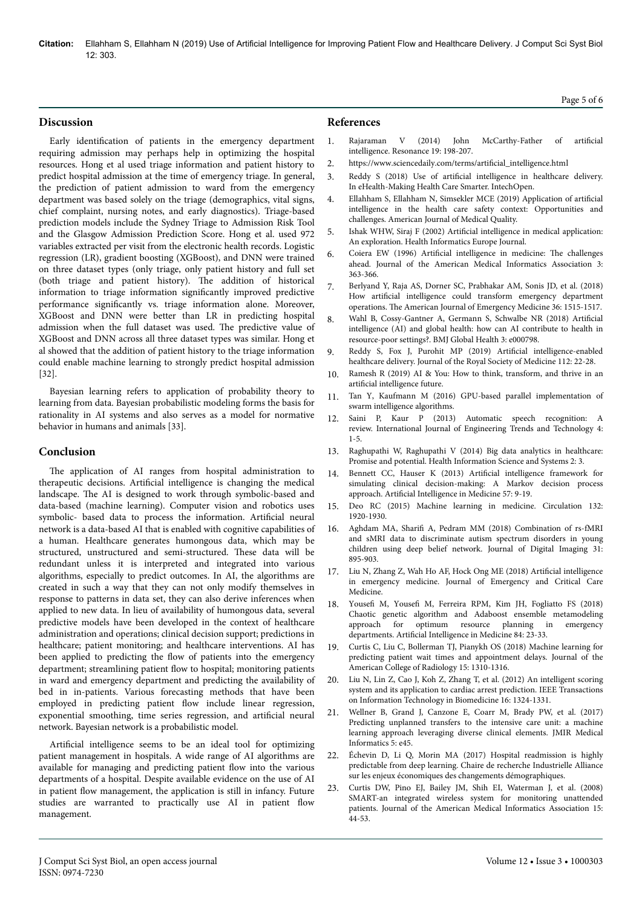## Discussion

Early identification of patients in the emergency department requiring admission may perhaps help in optimizing the hospital resources. Hong et al used triage information and patient history to predict hospital admission at the time of emergency triage. In general, the prediction of patient admission to ward from the emergency department was based solely on the triage (demographics, vital signs, chief complaint, nursing notes, and early diagnostics). Triage-based prediction models include the Sydney Triage to Admission Risk Tool and the Glasgow Admission Prediction Score. Hong et al. used 972 variables extracted per visit from the electronic health records. Logistic regression (LR), gradient boosting (XGBoost), and DNN were trained on three dataset types (only triage, only patient history and full set (both triage and patient history). The addition of historical information to triage information significantly improved predictive performance significantly vs. triage information alone. Moreover, XGBoost and DNN were better than LR in predicting hospital admission when the full dataset was used. The predictive value of XGBoost and DNN across all three dataset types was similar. Hong et al showed that the addition of patient history to the triage information could enable machine learning to strongly predict hospital admission [32].

Bayesian learning refers to application of probability theory to learning from data. Bayesian probabilistic modeling forms the basis for rationality in AI systems and also serves as a model for normative behavior in humans and animals [33].

## Conclusion

The application of AI ranges from hospital administration to therapeutic decisions. Artificial intelligence is changing the medical landscape. The AI is designed to work through symbolic-based and data-based (machine learning). Computer vision and robotics uses symbolic- based data to process the information. Artificial neural network is a data-based AI that is enabled with cognitive capabilities of a human. Healthcare generates humongous data, which may be structured, unstructured and semi-structured. These data will be redundant unless it is interpreted and integrated into various algorithms, especially to predict outcomes. In AI, the algorithms are created in such a way that they can not only modify themselves in response to patterns in data set, they can also derive inferences when applied to new data. In lieu of availability of humongous data, several predictive models have been developed in the context of healthcare administration and operations; clinical decision support; predictions in healthcare; patient monitoring; and healthcare interventions. AI has been applied to predicting the flow of patients into the emergency department; streamlining patient flow to hospital; monitoring patients in ward and emergency department and predicting the availability of bed in in-patients. Various forecasting methods that have been employed in predicting patient flow include linear regression, exponential smoothing, time series regression, and artificial neural network. Bayesian network is a probabilistic model.

Artificial intelligence seems to be an ideal tool for optimizing patient management in hospitals. A wide range of AI algorithms are available for managing and predicting patient flow into the various departments of a hospital. Despite available evidence on the use of AI in patient flow management, the application is still in infancy. Future studies are warranted to practically use AI in patient flow management.

## References

1. Rajaraman V (2014) John McCarthy-Father of artificial intelligence. Resonance 19: 198-207.
2. https://www.sciencedaily.com/terms/artificial_intelligence.html
3. Reddy S (2018) Use of artificial intelligence in healthcare delivery. In eHealth-Making Health Care Smarter. IntechOpen.
4. Ellahham S, Ellahham N, Simsekler MCE (2019) Application of artificial intelligence in the health care safety context: Opportunities and challenges. American Journal of Medical Quality.
5. Ishak WHW, Siraj F (2002) Artificial intelligence in medical application: An exploration. Health Informatics Europe Journal.
6. Coiera EW (1996) Artificial intelligence in medicine: The challenges ahead. Journal of the American Medical Informatics Association 3: 363-366.
7. Berlyand Y, Raja AS, Dorner SC, Prabhakar AM, Sonis JD, et al. (2018) How artificial intelligence could transform emergency department operations. The American Journal of Emergency Medicine 36: 1515-1517.
8. Wahl B, Cossy-Gantner A, Germann S, Schwalbe NR (2018) Artificial intelligence (AI) and global health: how can AI contribute to health in resource-poor settings?. BMJ Global Health 3: e000798.
9. Reddy S, Fox J, Purohit MP (2019) Artificial intelligence-enabled healthcare delivery. Journal of The Royal Society of Medicine 112: 22-28.
10. Ramesh R (2019) AI & You: How to think, transform, and thrive in an artificial intelligence future.
11. Tan Y, Kaufmann M (2016) GPU-based parallel implementation of swarm intelligence algorithms.
12. Saini P, Kaur P (2013) Automatic speech recognition: A review. International Journal of Engineering Trends and Technology 4: 1-5.
13. Raghupathi W, Raghupathi V (2014) Big data analytics in healthcare: Promise and potential. Health Information Science and Systems 2: 3.
14. Bennett CC, Hauser K (2013) Artificial intelligence framework for simulating clinical decision-making: A Markov decision process approach. Artificial Intelligence in Medicine 57: 9-19.
15. Deo RC (2015) Machine learning in medicine. Circulation 132: 1920-1930.
16. Aghdam MA, Sharifi A, Pedram MM (2018) Combination of rs-fMRI and sMRI data to discriminate autism spectrum disorders in young children using deep belief network. Journal of Digital Imaging 31: 895-903.
17. Liu N, Zhang Z, Wah Ho AF, Hock Ong ME (2018) Artificial intelligence in emergency medicine. Journal of Emergency and Critical Care Medicine.
18. Yousefi M, Yousefi M, Ferreira RPM, Kim JH, Fogliatto FS (2018) Chaotic genetic algorithm and Adaboost ensemble metamodeling approach for optimum resource planning in emergency departments. Artificial Intelligence in Medicine 84: 23-33.
19. Curtis C, Liu C, Bollerman TJ, Pianykh OS (2018) Machine learning for predicting patient wait times and appointment delays. Journal of the American College of Radiology 15: 1310-1316.
20. Liu N, Lin Z, Cao J, Koh Z, Zhang T, et al. (2012) An intelligent scoring system and its application to cardiac arrest prediction. IEEE Transactions on Information Technology in Biomedicine 16: 1324-1331.
21. Wellner B, Grand J, Canzone E, Coarr M, Brady PW, et al. (2017) Predicting unplanned transfers to the intensive care unit: a machine learning approach leveraging diverse clinical elements. JMIR Medical Informatics 5: e45.
22. Échevin D, Li Q, Morin MA (2017) Hospital readmission is highly predictable from deep learning. Chaire de recherche Industrielle Alliance sur les enjeux économiques des changements démographiques.
23. Curtis DW, Pino EJ, Bailey JM, Shih EI, Waterman J, et al. (2008) SMART-an integrated wireless system for monitoring unattended patients. Journal of the American Medical Informatics Association 15: 44-53.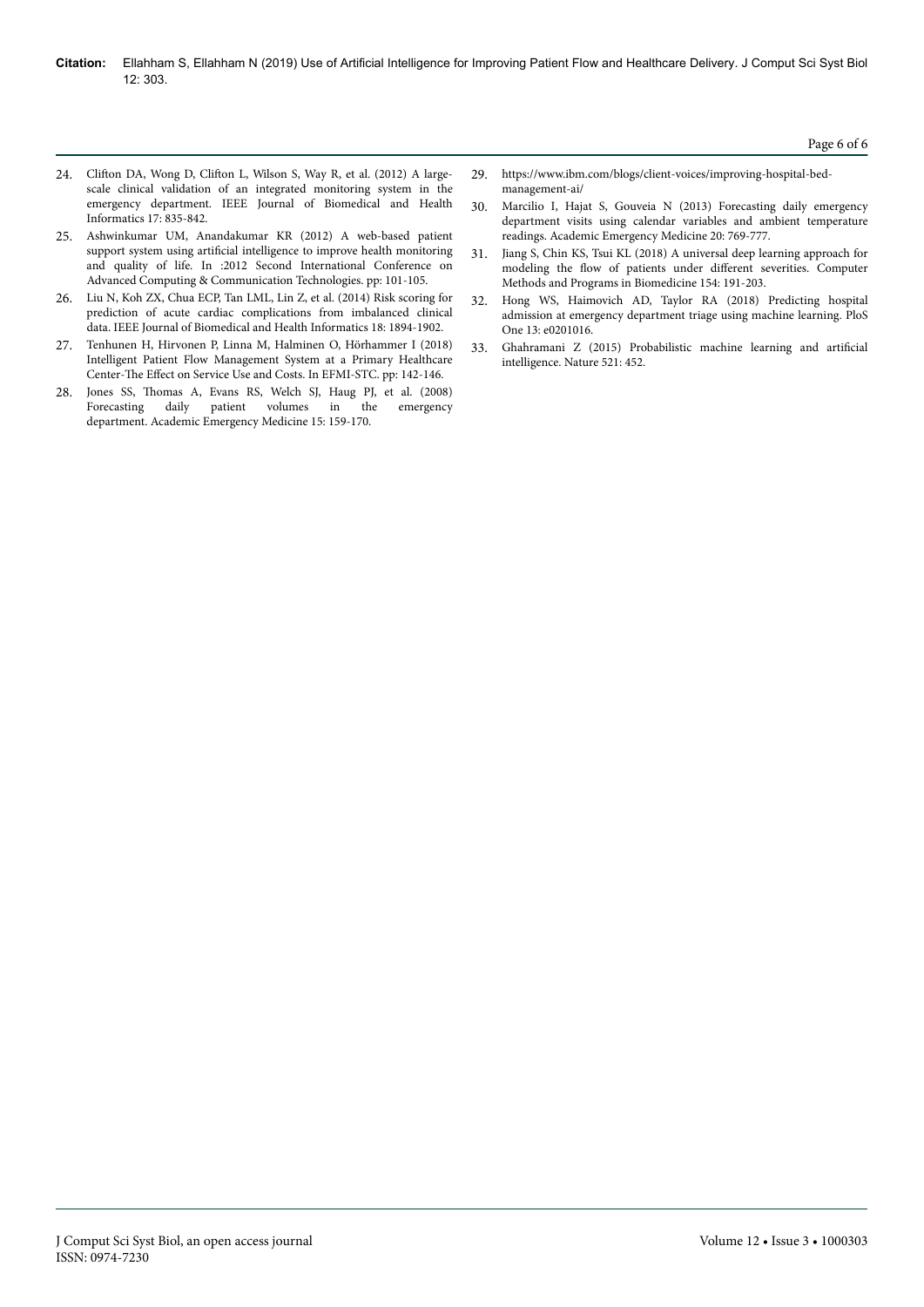24. Clifton DA, Wong D, Clifton L, Wilson S, Way R, et al. (2012) A large-scale clinical validation of an integrated monitoring system in the emergency department. IEEE Journal of Biomedical and Health Informatics 17: 835-842.
25. Ashwinkumar UM, Anandakumar KR (2012) A web-based patient support system using artificial intelligence to improve health monitoring and quality of life. In :2012 Second International Conference on Advanced Computing & Communication Technologies. pp: 101-105.
26. Liu N, Koh ZX, Chua ECP, Tan LML, Lin Z, et al. (2014) Risk scoring for prediction of acute cardiac complications from imbalanced clinical data. IEEE Journal of Biomedical and Health Informatics 18: 1894-1902.
27. Tenhunen H, Hirvonen P, Linna M, Halminen O, Hörhammer I (2018) Intelligent Patient Flow Management System at a Primary Healthcare Center-The Effect on Service Use and Costs. In EFMI-STC. pp: 142-146.
28. Jones SS, Thomas A, Evans RS, Welch SJ, Haug PJ, et al. (2008) Forecasting daily patient volumes in the emergency department. Academic Emergency Medicine 15: 159-170.
29. https://www.ibm.com/blogs/client-voices/improving-hospital-bed-management-ai/
30. Marcilio I, Hajat S, Gouveia N (2013) Forecasting daily emergency department visits using calendar variables and ambient temperature readings. Academic Emergency Medicine 20: 769-777.
31. Jiang S, Chin KS, Tsui KL (2018) A universal deep learning approach for modeling the flow of patients under different severities. Computer Methods and Programs in Biomedicine 154: 191-203.
32. Hong WS, Haimovich AD, Taylor RA (2018) Predicting hospital admission at emergency department triage using machine learning. PloS One 13: e0201016.
33. Ghahramani Z (2015) Probabilistic machine learning and artificial intelligence. Nature 521: 452.